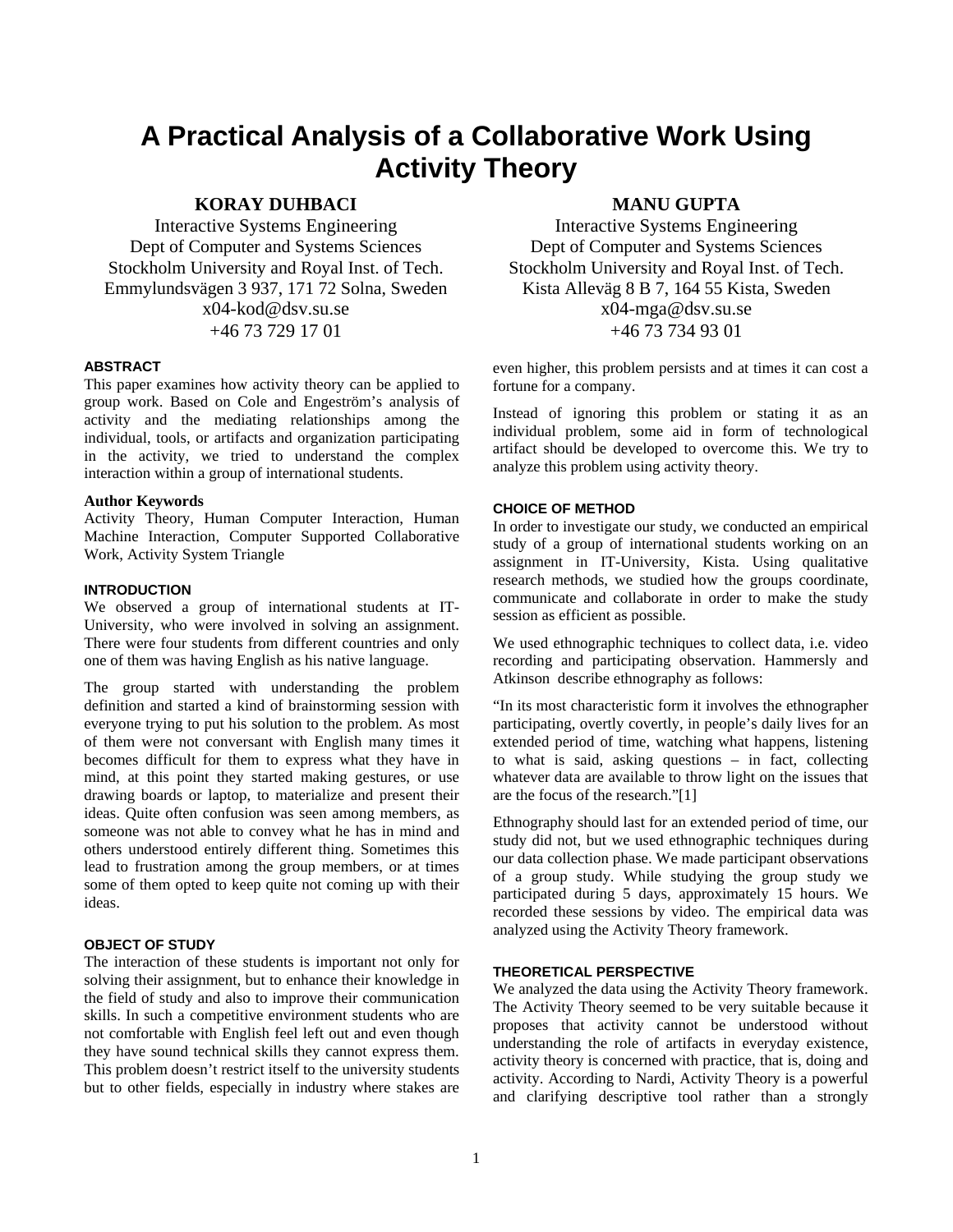# A Practical Analysis of a Collaborative Work Using Activity Theory

**KORAY DUHBACI**
Interactive Systems Engineering
Dept of Computer and Systems Sciences
Stockholm University and Royal Inst. of Tech.
Emmylundsvägen 3 937, 171 72 Solna, Sweden
x04-kod@dsv.su.se
+46 73 729 17 01

**MANU GUPTA**
Interactive Systems Engineering
Dept of Computer and Systems Sciences
Stockholm University and Royal Inst. of Tech.
Kista Alleväg 8 B 7, 164 55 Kista, Sweden
x04-mga@dsv.su.se
+46 73 734 93 01

## ABSTRACT

This paper examines how activity theory can be applied to group work. Based on Cole and Engeström's analysis of activity and the mediating relationships among the individual, tools, or artifacts and organization participating in the activity, we tried to understand the complex interaction within a group of international students.

### Author Keywords

Activity Theory, Human Computer Interaction, Human Machine Interaction, Computer Supported Collaborative Work, Activity System Triangle

## INTRODUCTION

We observed a group of international students at IT-University, who were involved in solving an assignment. There were four students from different countries and only one of them was having English as his native language.

The group started with understanding the problem definition and started a kind of brainstorming session with everyone trying to put his solution to the problem. As most of them were not conversant with English many times it becomes difficult for them to express what they have in mind, at this point they started making gestures, or use drawing boards or laptop, to materialize and present their ideas. Quite often confusion was seen among members, as someone was not able to convey what he has in mind and others understood entirely different thing. Sometimes this lead to frustration among the group members, or at times some of them opted to keep quite not coming up with their ideas.

## OBJECT OF STUDY

The interaction of these students is important not only for solving their assignment, but to enhance their knowledge in the field of study and also to improve their communication skills. In such a competitive environment students who are not comfortable with English feel left out and even though they have sound technical skills they cannot express them. This problem doesn't restrict itself to the university students but to other fields, especially in industry where stakes are even higher, this problem persists and at times it can cost a fortune for a company.

Instead of ignoring this problem or stating it as an individual problem, some aid in form of technological artifact should be developed to overcome this. We try to analyze this problem using activity theory.

## CHOICE OF METHOD

In order to investigate our study, we conducted an empirical study of a group of international students working on an assignment in IT-University, Kista. Using qualitative research methods, we studied how the groups coordinate, communicate and collaborate in order to make the study session as efficient as possible.

We used ethnographic techniques to collect data, i.e. video recording and participating observation. Hammersly and Atkinson describe ethnography as follows:

"In its most characteristic form it involves the ethnographer participating, overtly covertly, in people's daily lives for an extended period of time, watching what happens, listening to what is said, asking questions – in fact, collecting whatever data are available to throw light on the issues that are the focus of the research."[1]

Ethnography should last for an extended period of time, our study did not, but we used ethnographic techniques during our data collection phase. We made participant observations of a group study. While studying the group study we participated during 5 days, approximately 15 hours. We recorded these sessions by video. The empirical data was analyzed using the Activity Theory framework.

## THEORETICAL PERSPECTIVE

We analyzed the data using the Activity Theory framework. The Activity Theory seemed to be very suitable because it proposes that activity cannot be understood without understanding the role of artifacts in everyday existence, activity theory is concerned with practice, that is, doing and activity. According to Nardi, Activity Theory is a powerful and clarifying descriptive tool rather than a strongly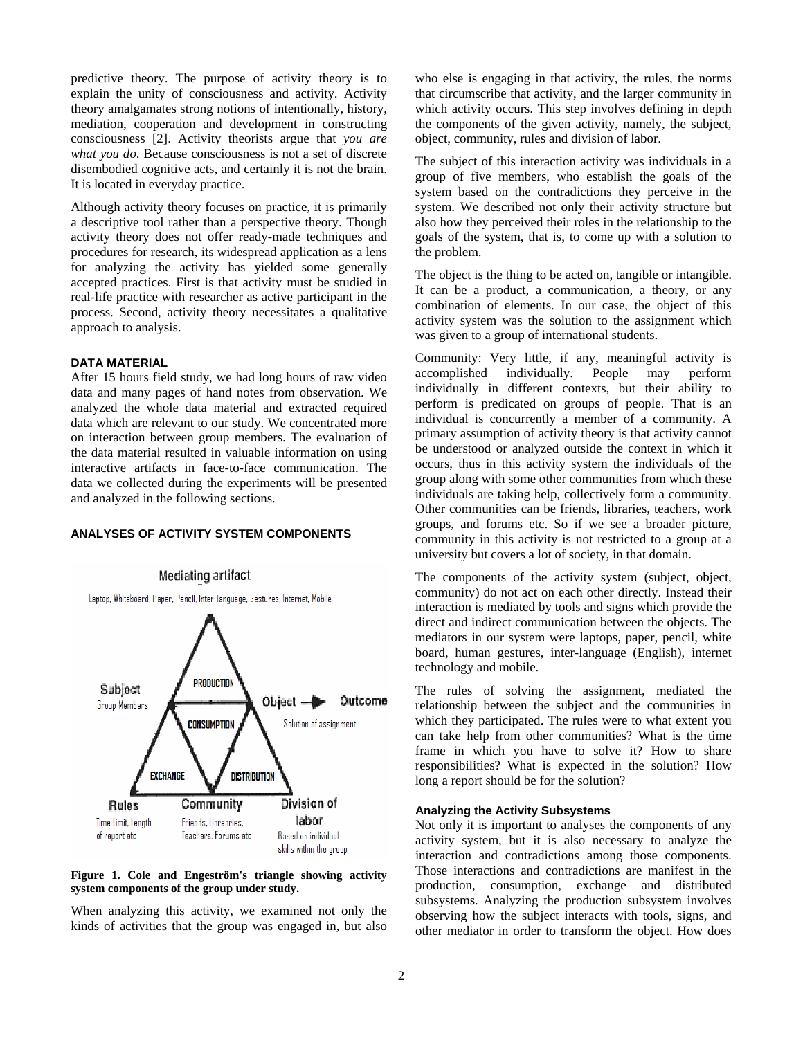predictive theory. The purpose of activity theory is to explain the unity of consciousness and activity. Activity theory amalgamates strong notions of intentionally, history, mediation, cooperation and development in constructing consciousness [2]. Activity theorists argue that *you are what you do*. Because consciousness is not a set of discrete disembodied cognitive acts, and certainly it is not the brain. It is located in everyday practice.

Although activity theory focuses on practice, it is primarily a descriptive tool rather than a perspective theory. Though activity theory does not offer ready-made techniques and procedures for research, its widespread application as a lens for analyzing the activity has yielded some generally accepted practices. First is that activity must be studied in real-life practice with researcher as active participant in the process. Second, activity theory necessitates a qualitative approach to analysis.

### DATA MATERIAL

After 15 hours field study, we had long hours of raw video data and many pages of hand notes from observation. We analyzed the whole data material and extracted required data which are relevant to our study. We concentrated more on interaction between group members. The evaluation of the data material resulted in valuable information on using interactive artifacts in face-to-face communication. The data we collected during the experiments will be presented and analyzed in the following sections.

### ANALYSES OF ACTIVITY SYSTEM COMPONENTS

Mediating artifact

Leptop, Whiteboard, Paper, Pencil, Inter-language, Gestures, Internet, Mobile

Subject: Group Members — PRODUCTION — Object → Outcome: Solution of assignment — CONSUMPTION — EXCHANGE — DISTRIBUTION

Rules: Time Limit, Length of report etc — Community: Friends, Libraries, Teachers, Forums etc — Division of labor: Based on individual skills within the group

**Figure 1. Cole and Engeström's triangle showing activity system components of the group under study.**

When analyzing this activity, we examined not only the kinds of activities that the group was engaged in, but also who else is engaging in that activity, the rules, the norms that circumscribe that activity, and the larger community in which activity occurs. This step involves defining in depth the components of the given activity, namely, the subject, object, community, rules and division of labor.

The subject of this interaction activity was individuals in a group of five members, who establish the goals of the system based on the contradictions they perceive in the system. We described not only their activity structure but also how they perceived their roles in the relationship to the goals of the system, that is, to come up with a solution to the problem.

The object is the thing to be acted on, tangible or intangible. It can be a product, a communication, a theory, or any combination of elements. In our case, the object of this activity system was the solution to the assignment which was given to a group of international students.

Community: Very little, if any, meaningful activity is accomplished individually. People may perform individually in different contexts, but their ability to perform is predicated on groups of people. That is an individual is concurrently a member of a community. A primary assumption of activity theory is that activity cannot be understood or analyzed outside the context in which it occurs, thus in this activity system the individuals of the group along with some other communities from which these individuals are taking help, collectively form a community. Other communities can be friends, libraries, teachers, work groups, and forums etc. So if we see a broader picture, community in this activity is not restricted to a group at a university but covers a lot of society, in that domain.

The components of the activity system (subject, object, community) do not act on each other directly. Instead their interaction is mediated by tools and signs which provide the direct and indirect communication between the objects. The mediators in our system were laptops, paper, pencil, white board, human gestures, inter-language (English), internet technology and mobile.

The rules of solving the assignment, mediated the relationship between the subject and the communities in which they participated. The rules were to what extent you can take help from other communities? What is the time frame in which you have to solve it? How to share responsibilities? What is expected in the solution? How long a report should be for the solution?

#### Analyzing the Activity Subsystems

Not only it is important to analyses the components of any activity system, but it is also necessary to analyze the interaction and contradictions among those components. Those interactions and contradictions are manifest in the production, consumption, exchange and distributed subsystems. Analyzing the production subsystem involves observing how the subject interacts with tools, signs, and other mediator in order to transform the object. How does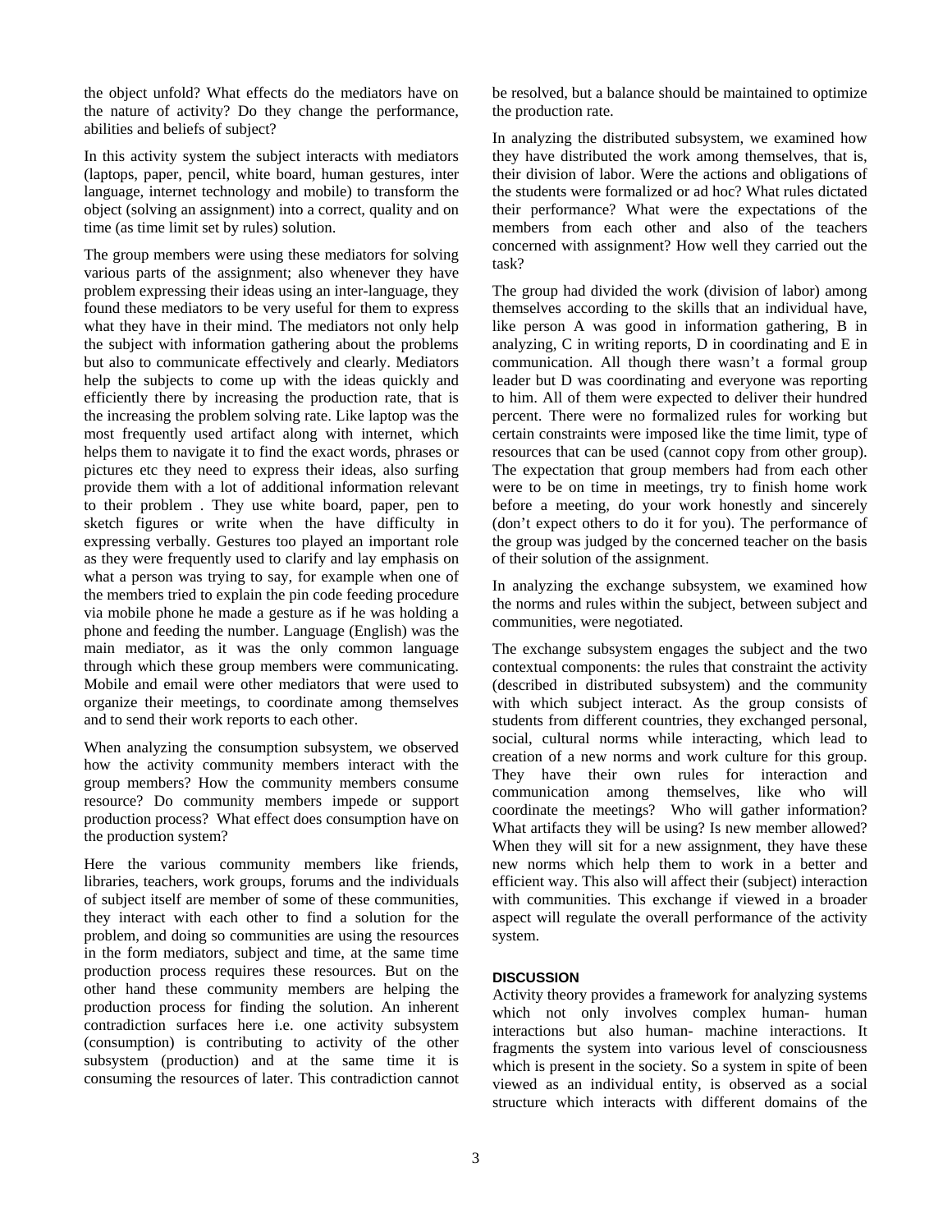the object unfold? What effects do the mediators have on the nature of activity? Do they change the performance, abilities and beliefs of subject?

In this activity system the subject interacts with mediators (laptops, paper, pencil, white board, human gestures, inter language, internet technology and mobile) to transform the object (solving an assignment) into a correct, quality and on time (as time limit set by rules) solution.

The group members were using these mediators for solving various parts of the assignment; also whenever they have problem expressing their ideas using an inter-language, they found these mediators to be very useful for them to express what they have in their mind. The mediators not only help the subject with information gathering about the problems but also to communicate effectively and clearly. Mediators help the subjects to come up with the ideas quickly and efficiently there by increasing the production rate, that is the increasing the problem solving rate. Like laptop was the most frequently used artifact along with internet, which helps them to navigate it to find the exact words, phrases or pictures etc they need to express their ideas, also surfing provide them with a lot of additional information relevant to their problem . They use white board, paper, pen to sketch figures or write when the have difficulty in expressing verbally. Gestures too played an important role as they were frequently used to clarify and lay emphasis on what a person was trying to say, for example when one of the members tried to explain the pin code feeding procedure via mobile phone he made a gesture as if he was holding a phone and feeding the number. Language (English) was the main mediator, as it was the only common language through which these group members were communicating. Mobile and email were other mediators that were used to organize their meetings, to coordinate among themselves and to send their work reports to each other.

When analyzing the consumption subsystem, we observed how the activity community members interact with the group members? How the community members consume resource? Do community members impede or support production process? What effect does consumption have on the production system?

Here the various community members like friends, libraries, teachers, work groups, forums and the individuals of subject itself are member of some of these communities, they interact with each other to find a solution for the problem, and doing so communities are using the resources in the form mediators, subject and time, at the same time production process requires these resources. But on the other hand these community members are helping the production process for finding the solution. An inherent contradiction surfaces here i.e. one activity subsystem (consumption) is contributing to activity of the other subsystem (production) and at the same time it is consuming the resources of later. This contradiction cannot be resolved, but a balance should be maintained to optimize the production rate.

In analyzing the distributed subsystem, we examined how they have distributed the work among themselves, that is, their division of labor. Were the actions and obligations of the students were formalized or ad hoc? What rules dictated their performance? What were the expectations of the members from each other and also of the teachers concerned with assignment? How well they carried out the task?

The group had divided the work (division of labor) among themselves according to the skills that an individual have, like person A was good in information gathering, B in analyzing, C in writing reports, D in coordinating and E in communication. All though there wasn't a formal group leader but D was coordinating and everyone was reporting to him. All of them were expected to deliver their hundred percent. There were no formalized rules for working but certain constraints were imposed like the time limit, type of resources that can be used (cannot copy from other group). The expectation that group members had from each other were to be on time in meetings, try to finish home work before a meeting, do your work honestly and sincerely (don't expect others to do it for you). The performance of the group was judged by the concerned teacher on the basis of their solution of the assignment.

In analyzing the exchange subsystem, we examined how the norms and rules within the subject, between subject and communities, were negotiated.

The exchange subsystem engages the subject and the two contextual components: the rules that constraint the activity (described in distributed subsystem) and the community with which subject interact. As the group consists of students from different countries, they exchanged personal, social, cultural norms while interacting, which lead to creation of a new norms and work culture for this group. They have their own rules for interaction and communication among themselves, like who will coordinate the meetings? Who will gather information? What artifacts they will be using? Is new member allowed? When they will sit for a new assignment, they have these new norms which help them to work in a better and efficient way. This also will affect their (subject) interaction with communities. This exchange if viewed in a broader aspect will regulate the overall performance of the activity system.

## DISCUSSION

Activity theory provides a framework for analyzing systems which not only involves complex human- human interactions but also human- machine interactions. It fragments the system into various level of consciousness which is present in the society. So a system in spite of been viewed as an individual entity, is observed as a social structure which interacts with different domains of the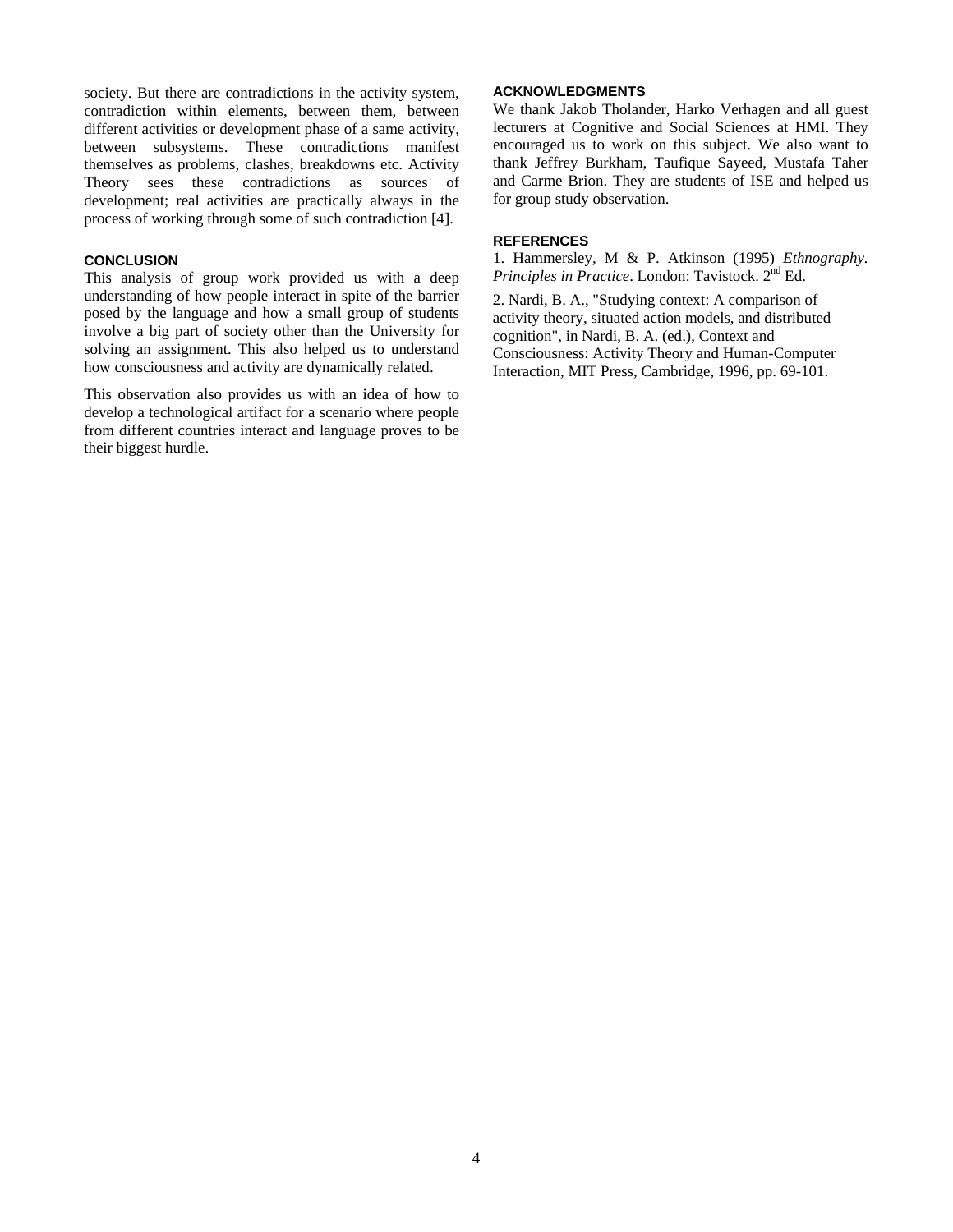society. But there are contradictions in the activity system, contradiction within elements, between them, between different activities or development phase of a same activity, between subsystems. These contradictions manifest themselves as problems, clashes, breakdowns etc. Activity Theory sees these contradictions as sources of development; real activities are practically always in the process of working through some of such contradiction [4].

### CONCLUSION

This analysis of group work provided us with a deep understanding of how people interact in spite of the barrier posed by the language and how a small group of students involve a big part of society other than the University for solving an assignment. This also helped us to understand how consciousness and activity are dynamically related.

This observation also provides us with an idea of how to develop a technological artifact for a scenario where people from different countries interact and language proves to be their biggest hurdle.

### ACKNOWLEDGMENTS

We thank Jakob Tholander, Harko Verhagen and all guest lecturers at Cognitive and Social Sciences at HMI. They encouraged us to work on this subject. We also want to thank Jeffrey Burkham, Taufique Sayeed, Mustafa Taher and Carme Brion. They are students of ISE and helped us for group study observation.

### REFERENCES

1. Hammersley, M & P. Atkinson (1995) *Ethnography. Principles in Practice*. London: Tavistock. 2nd Ed.

2. Nardi, B. A., "Studying context: A comparison of activity theory, situated action models, and distributed cognition", in Nardi, B. A. (ed.), Context and Consciousness: Activity Theory and Human-Computer Interaction, MIT Press, Cambridge, 1996, pp. 69-101.